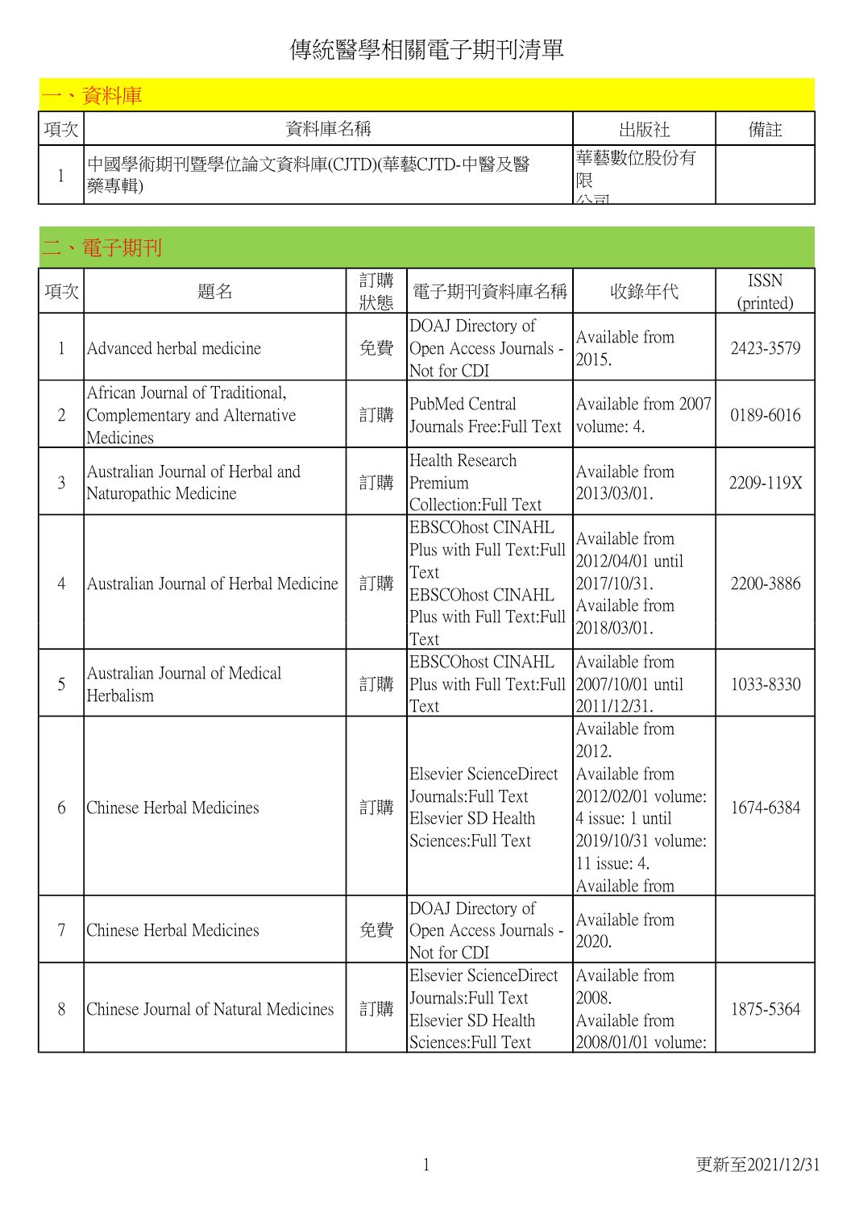# 傳統醫學相關電子期刊清單

## 一、資料庫

| 項次 | 資料庫名稱 | 出版社 | 備註 |
| --- | --- | --- | --- |
| 1 | 中國學術期刊暨學位論文資料庫(CJTD)(華藝CJTD-中醫及醫藥專輯) | 華藝數位股份有限公司 | |

## 二、電子期刊

| 項次 | 題名 | 訂購狀態 | 電子期刊資料庫名稱 | 收錄年代 | ISSN (printed) |
| --- | --- | --- | --- | --- | --- |
| 1 | Advanced herbal medicine | 免費 | DOAJ Directory of Open Access Journals - Not for CDI | Available from 2015. | 2423-3579 |
| 2 | African Journal of Traditional, Complementary and Alternative Medicines | 訂購 | PubMed Central Journals Free:Full Text | Available from 2007 volume: 4. | 0189-6016 |
| 3 | Australian Journal of Herbal and Naturopathic Medicine | 訂購 | Health Research Premium Collection:Full Text | Available from 2013/03/01. | 2209-119X |
| 4 | Australian Journal of Herbal Medicine | 訂購 | EBSCOhost CINAHL Plus with Full Text:Full Text EBSCOhost CINAHL Plus with Full Text:Full Text | Available from 2012/04/01 until 2017/10/31. Available from 2018/03/01. | 2200-3886 |
| 5 | Australian Journal of Medical Herbalism | 訂購 | EBSCOhost CINAHL Plus with Full Text:Full Text | Available from 2007/10/01 until 2011/12/31. | 1033-8330 |
| 6 | Chinese Herbal Medicines | 訂購 | Elsevier ScienceDirect Journals:Full Text Elsevier SD Health Sciences:Full Text | Available from 2012. Available from 2012/02/01 volume: 4 issue: 1 until 2019/10/31 volume: 11 issue: 4. Available from | 1674-6384 |
| 7 | Chinese Herbal Medicines | 免費 | DOAJ Directory of Open Access Journals - Not for CDI | Available from 2020. | |
| 8 | Chinese Journal of Natural Medicines | 訂購 | Elsevier ScienceDirect Journals:Full Text Elsevier SD Health Sciences:Full Text | Available from 2008. Available from 2008/01/01 volume: | 1875-5364 |

更新至2021/12/31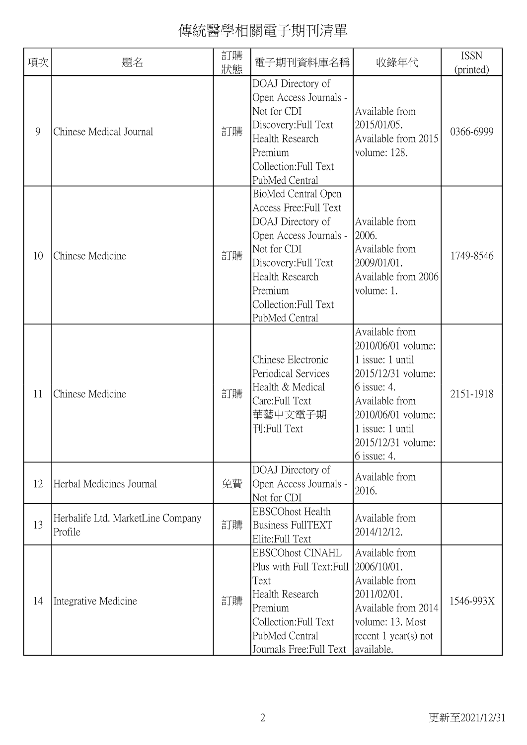# 傳統醫學相關電子期刊清單

| 項次 | 題名 | 訂購狀態 | 電子期刊資料庫名稱 | 收錄年代 | ISSN (printed) |
|---|---|---|---|---|---|
| 9 | Chinese Medical Journal | 訂購 | DOAJ Directory of Open Access Journals - Not for CDI Discovery:Full Text<br>Health Research Premium Collection:Full Text<br>PubMed Central | Available from 2015/01/05.<br>Available from 2015 volume: 128. | 0366-6999 |
| 10 | Chinese Medicine | 訂購 | BioMed Central Open Access Free:Full Text<br>DOAJ Directory of Open Access Journals - Not for CDI Discovery:Full Text<br>Health Research Premium Collection:Full Text<br>PubMed Central | Available from 2006.<br>Available from 2009/01/01.<br>Available from 2006 volume: 1. | 1749-8546 |
| 11 | Chinese Medicine | 訂購 | Chinese Electronic Periodical Services Health & Medical Care:Full Text<br>華藝中文電子期刊:Full Text | Available from 2010/06/01 volume: 1 issue: 1 until 2015/12/31 volume: 6 issue: 4.<br>Available from 2010/06/01 volume: 1 issue: 1 until 2015/12/31 volume: 6 issue: 4. | 2151-1918 |
| 12 | Herbal Medicines Journal | 免費 | DOAJ Directory of Open Access Journals - Not for CDI | Available from 2016. | |
| 13 | Herbalife Ltd. MarketLine Company Profile | 訂購 | EBSCOhost Health Business FullTEXT Elite:Full Text | Available from 2014/12/12. | |
| 14 | Integrative Medicine | 訂購 | EBSCOhost CINAHL Plus with Full Text:Full Text<br>Health Research Premium Collection:Full Text<br>PubMed Central Journals Free:Full Text | Available from 2006/10/01.<br>Available from 2011/02/01.<br>Available from 2014 volume: 13. Most recent 1 year(s) not available. | 1546-993X |

更新至2021/12/31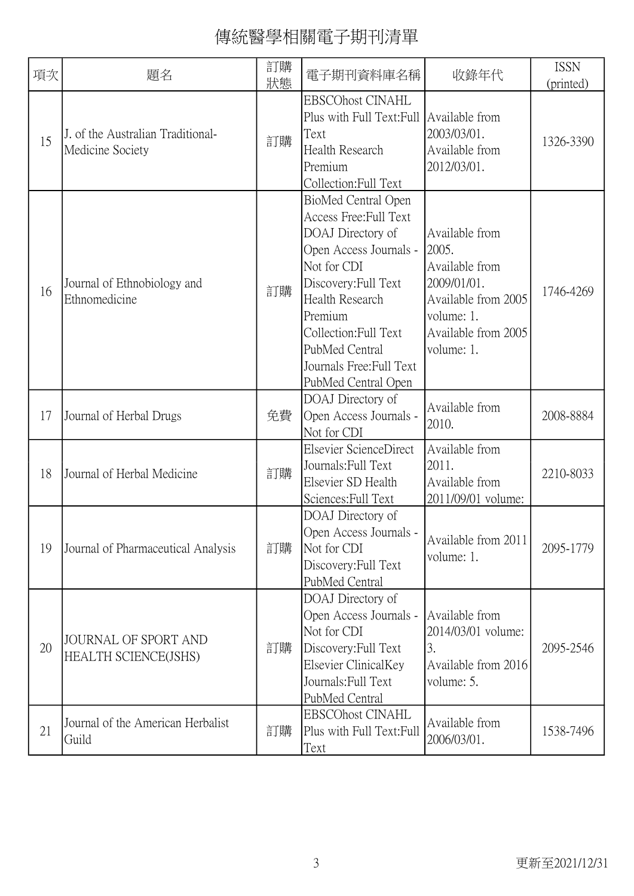# 傳統醫學相關電子期刊清單

| 項次 | 題名 | 訂購狀態 | 電子期刊資料庫名稱 | 收錄年代 | ISSN (printed) |
|---|---|---|---|---|---|
| 15 | J. of the Australian Traditional-Medicine Society | 訂購 | EBSCOhost CINAHL Plus with Full Text:Full Text<br>Health Research Premium Collection:Full Text | Available from 2003/03/01.<br>Available from 2012/03/01. | 1326-3390 |
| 16 | Journal of Ethnobiology and Ethnomedicine | 訂購 | BioMed Central Open Access Free:Full Text<br>DOAJ Directory of Open Access Journals - Not for CDI Discovery:Full Text<br>Health Research Premium Collection:Full Text<br>PubMed Central Journals Free:Full Text<br>PubMed Central Open | Available from 2005.<br>Available from 2009/01/01.<br>Available from 2005 volume: 1.<br>Available from 2005 volume: 1. | 1746-4269 |
| 17 | Journal of Herbal Drugs | 免費 | DOAJ Directory of Open Access Journals - Not for CDI | Available from 2010. | 2008-8884 |
| 18 | Journal of Herbal Medicine | 訂購 | Elsevier ScienceDirect Journals:Full Text<br>Elsevier SD Health Sciences:Full Text | Available from 2011.<br>Available from 2011/09/01 volume: | 2210-8033 |
| 19 | Journal of Pharmaceutical Analysis | 訂購 | DOAJ Directory of Open Access Journals - Not for CDI Discovery:Full Text<br>PubMed Central | Available from 2011 volume: 1. | 2095-1779 |
| 20 | JOURNAL OF SPORT AND HEALTH SCIENCE(JSHS) | 訂購 | DOAJ Directory of Open Access Journals - Not for CDI Discovery:Full Text<br>Elsevier ClinicalKey Journals:Full Text<br>PubMed Central | Available from 2014/03/01 volume: 3.<br>Available from 2016 volume: 5. | 2095-2546 |
| 21 | Journal of the American Herbalist Guild | 訂購 | EBSCOhost CINAHL Plus with Full Text:Full Text | Available from 2006/03/01. | 1538-7496 |

更新至2021/12/31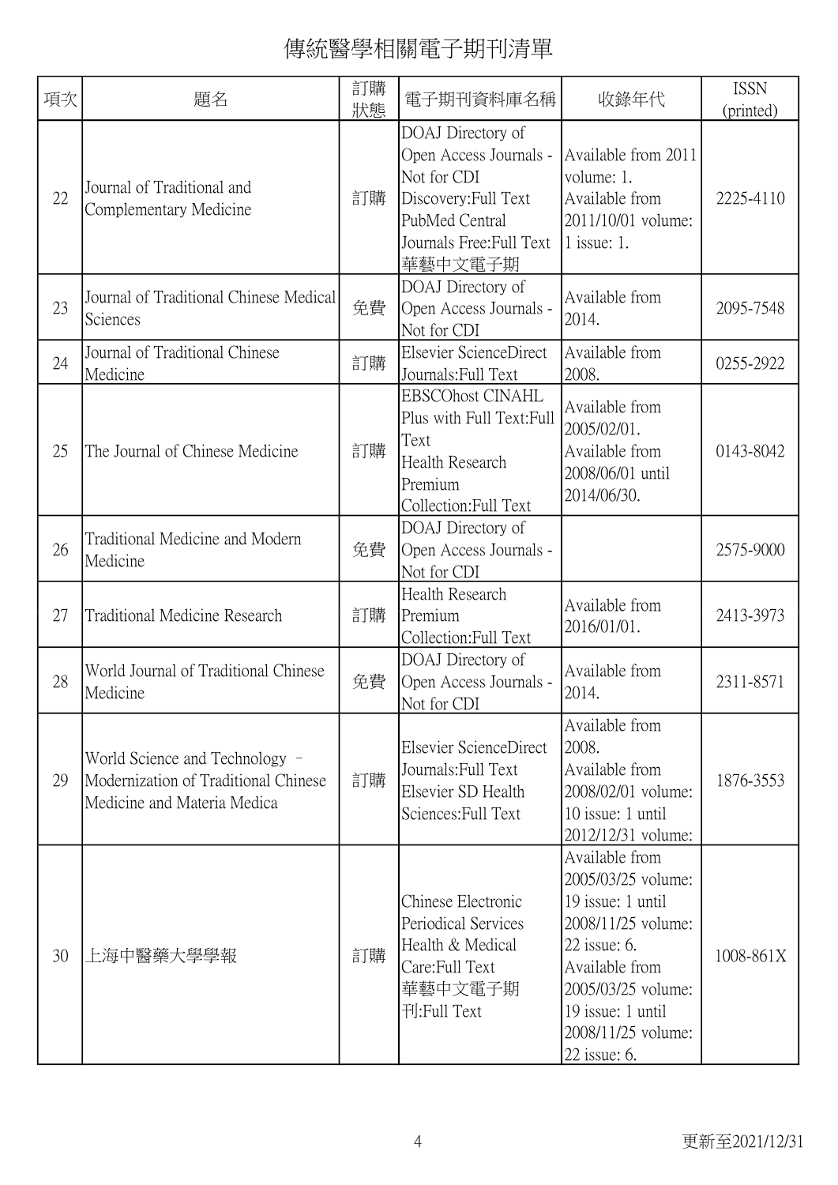# 傳統醫學相關電子期刊清單

| 項次 | 題名 | 訂購狀態 | 電子期刊資料庫名稱 | 收錄年代 | ISSN (printed) |
|---|---|---|---|---|---|
| 22 | Journal of Traditional and Complementary Medicine | 訂購 | DOAJ Directory of Open Access Journals - Not for CDI Discovery:Full Text<br>PubMed Central Journals Free:Full Text<br>華藝中文電子期 | Available from 2011 volume: 1.<br>Available from 2011/10/01 volume: 1 issue: 1. | 2225-4110 |
| 23 | Journal of Traditional Chinese Medical Sciences | 免費 | DOAJ Directory of Open Access Journals - Not for CDI | Available from 2014. | 2095-7548 |
| 24 | Journal of Traditional Chinese Medicine | 訂購 | Elsevier ScienceDirect Journals:Full Text | Available from 2008. | 0255-2922 |
| 25 | The Journal of Chinese Medicine | 訂購 | EBSCOhost CINAHL Plus with Full Text:Full Text<br>Health Research Premium Collection:Full Text | Available from 2005/02/01.<br>Available from 2008/06/01 until 2014/06/30. | 0143-8042 |
| 26 | Traditional Medicine and Modern Medicine | 免費 | DOAJ Directory of Open Access Journals - Not for CDI | | 2575-9000 |
| 27 | Traditional Medicine Research | 訂購 | Health Research Premium Collection:Full Text | Available from 2016/01/01. | 2413-3973 |
| 28 | World Journal of Traditional Chinese Medicine | 免費 | DOAJ Directory of Open Access Journals - Not for CDI | Available from 2014. | 2311-8571 |
| 29 | World Science and Technology – Modernization of Traditional Chinese Medicine and Materia Medica | 訂購 | Elsevier ScienceDirect Journals:Full Text<br>Elsevier SD Health Sciences:Full Text | Available from 2008.<br>Available from 2008/02/01 volume: 10 issue: 1 until 2012/12/31 volume: | 1876-3553 |
| 30 | 上海中醫藥大學學報 | 訂購 | Chinese Electronic Periodical Services Health & Medical Care:Full Text<br>華藝中文電子期刊:Full Text | Available from 2005/03/25 volume: 19 issue: 1 until 2008/11/25 volume: 22 issue: 6.<br>Available from 2005/03/25 volume: 19 issue: 1 until 2008/11/25 volume: 22 issue: 6. | 1008-861X |

更新至2021/12/31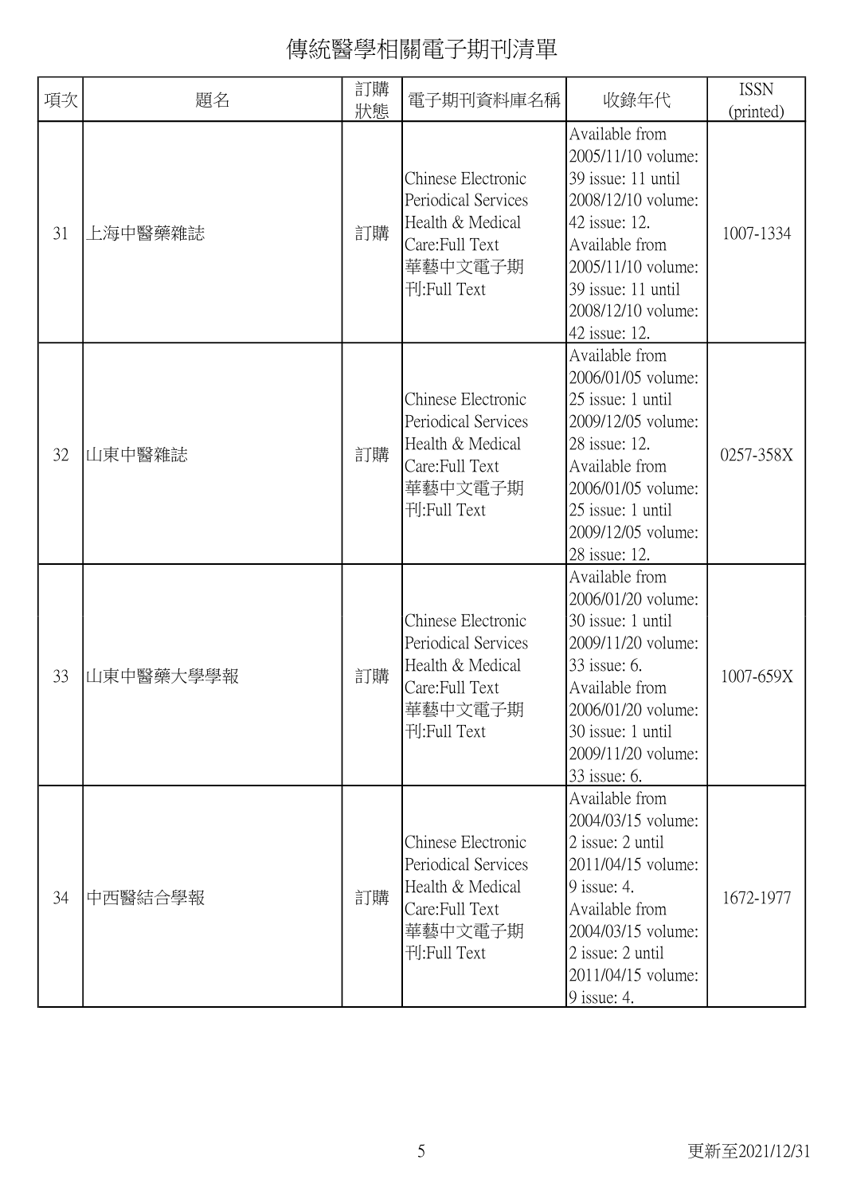# 傳統醫學相關電子期刊清單

| 項次 | 題名 | 訂購狀態 | 電子期刊資料庫名稱 | 收錄年代 | ISSN (printed) |
|---|---|---|---|---|---|
| 31 | 上海中醫藥雜誌 | 訂購 | Chinese Electronic Periodical Services Health & Medical Care:Full Text 華藝中文電子期刊:Full Text | Available from 2005/11/10 volume: 39 issue: 11 until 2008/12/10 volume: 42 issue: 12. Available from 2005/11/10 volume: 39 issue: 11 until 2008/12/10 volume: 42 issue: 12. | 1007-1334 |
| 32 | 山東中醫雜誌 | 訂購 | Chinese Electronic Periodical Services Health & Medical Care:Full Text 華藝中文電子期刊:Full Text | Available from 2006/01/05 volume: 25 issue: 1 until 2009/12/05 volume: 28 issue: 12. Available from 2006/01/05 volume: 25 issue: 1 until 2009/12/05 volume: 28 issue: 12. | 0257-358X |
| 33 | 山東中醫藥大學學報 | 訂購 | Chinese Electronic Periodical Services Health & Medical Care:Full Text 華藝中文電子期刊:Full Text | Available from 2006/01/20 volume: 30 issue: 1 until 2009/11/20 volume: 33 issue: 6. Available from 2006/01/20 volume: 30 issue: 1 until 2009/11/20 volume: 33 issue: 6. | 1007-659X |
| 34 | 中西醫結合學報 | 訂購 | Chinese Electronic Periodical Services Health & Medical Care:Full Text 華藝中文電子期刊:Full Text | Available from 2004/03/15 volume: 2 issue: 2 until 2011/04/15 volume: 9 issue: 4. Available from 2004/03/15 volume: 2 issue: 2 until 2011/04/15 volume: 9 issue: 4. | 1672-1977 |

更新至2021/12/31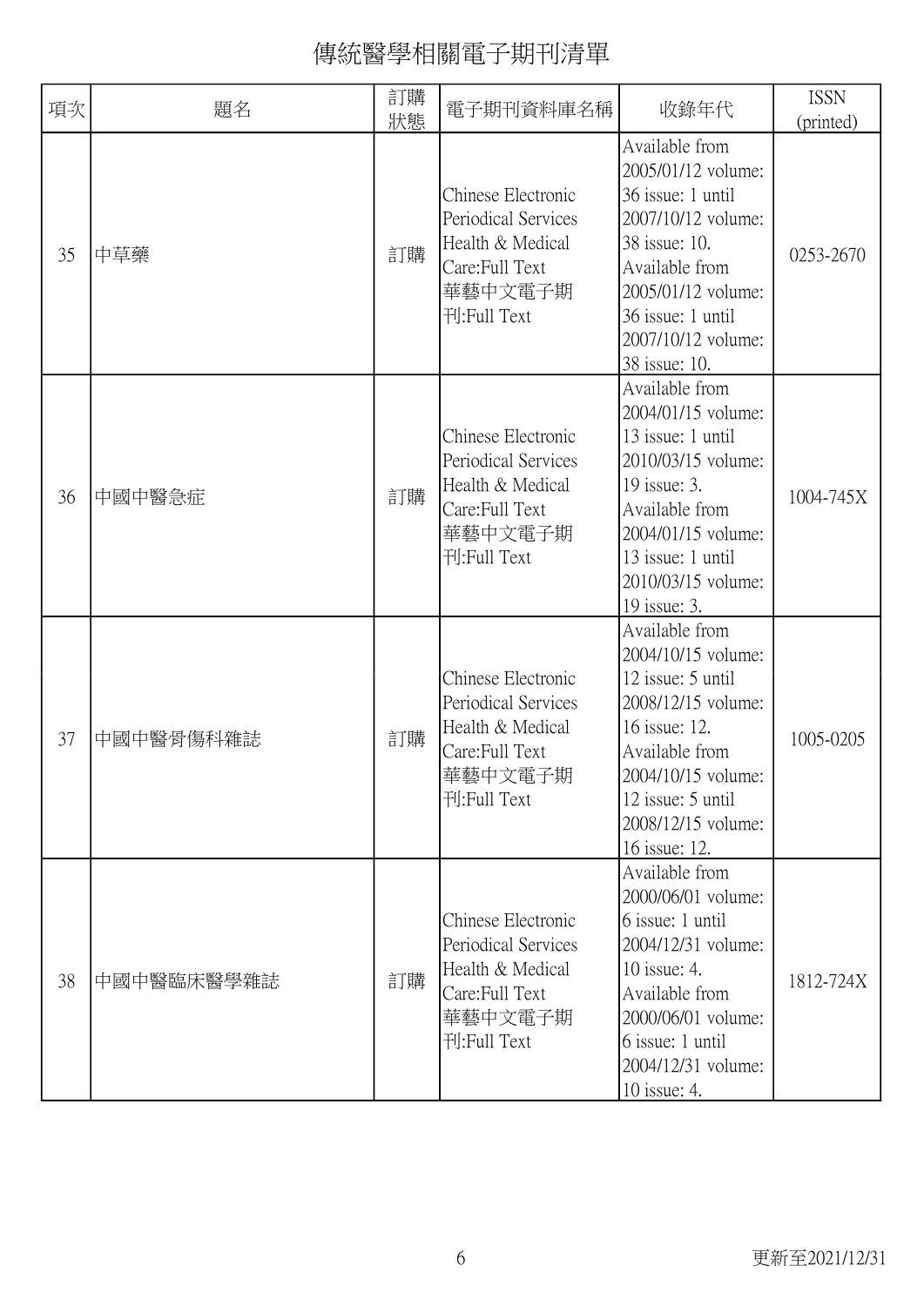# 傳統醫學相關電子期刊清單

| 項次 | 題名 | 訂購狀態 | 電子期刊資料庫名稱 | 收錄年代 | ISSN (printed) |
|---|---|---|---|---|---|
| 35 | 中草藥 | 訂購 | Chinese Electronic Periodical Services Health & Medical Care:Full Text 華藝中文電子期刊:Full Text | Available from 2005/01/12 volume: 36 issue: 1 until 2007/10/12 volume: 38 issue: 10. Available from 2005/01/12 volume: 36 issue: 1 until 2007/10/12 volume: 38 issue: 10. | 0253-2670 |
| 36 | 中國中醫急症 | 訂購 | Chinese Electronic Periodical Services Health & Medical Care:Full Text 華藝中文電子期刊:Full Text | Available from 2004/01/15 volume: 13 issue: 1 until 2010/03/15 volume: 19 issue: 3. Available from 2004/01/15 volume: 13 issue: 1 until 2010/03/15 volume: 19 issue: 3. | 1004-745X |
| 37 | 中國中醫骨傷科雜誌 | 訂購 | Chinese Electronic Periodical Services Health & Medical Care:Full Text 華藝中文電子期刊:Full Text | Available from 2004/10/15 volume: 12 issue: 5 until 2008/12/15 volume: 16 issue: 12. Available from 2004/10/15 volume: 12 issue: 5 until 2008/12/15 volume: 16 issue: 12. | 1005-0205 |
| 38 | 中國中醫臨床醫學雜誌 | 訂購 | Chinese Electronic Periodical Services Health & Medical Care:Full Text 華藝中文電子期刊:Full Text | Available from 2000/06/01 volume: 6 issue: 1 until 2004/12/31 volume: 10 issue: 4. Available from 2000/06/01 volume: 6 issue: 1 until 2004/12/31 volume: 10 issue: 4. | 1812-724X |

更新至2021/12/31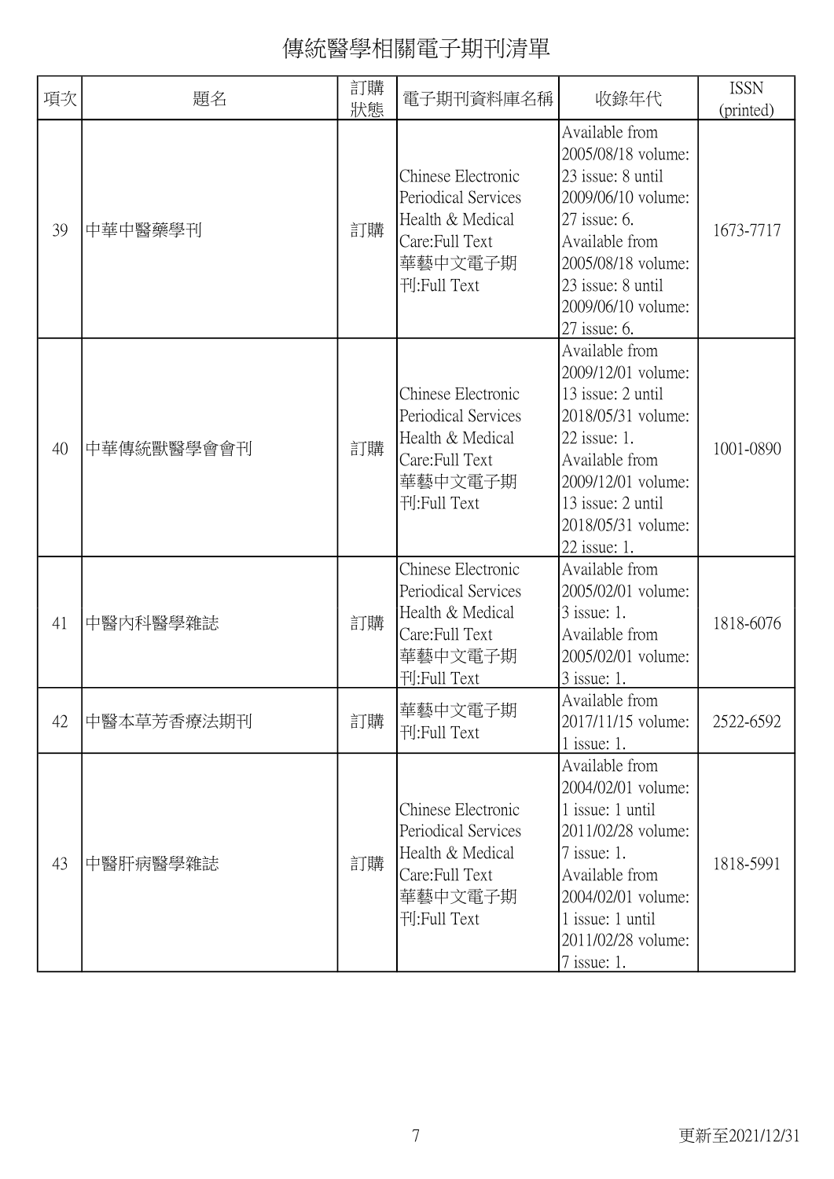# 傳統醫學相關電子期刊清單

| 項次 | 題名 | 訂購狀態 | 電子期刊資料庫名稱 | 收錄年代 | ISSN (printed) |
|---|---|---|---|---|---|
| 39 | 中華中醫藥學刊 | 訂購 | Chinese Electronic Periodical Services Health & Medical Care:Full Text 華藝中文電子期刊:Full Text | Available from 2005/08/18 volume: 23 issue: 8 until 2009/06/10 volume: 27 issue: 6. Available from 2005/08/18 volume: 23 issue: 8 until 2009/06/10 volume: 27 issue: 6. | 1673-7717 |
| 40 | 中華傳統獸醫學會會刊 | 訂購 | Chinese Electronic Periodical Services Health & Medical Care:Full Text 華藝中文電子期刊:Full Text | Available from 2009/12/01 volume: 13 issue: 2 until 2018/05/31 volume: 22 issue: 1. Available from 2009/12/01 volume: 13 issue: 2 until 2018/05/31 volume: 22 issue: 1. | 1001-0890 |
| 41 | 中醫內科醫學雜誌 | 訂購 | Chinese Electronic Periodical Services Health & Medical Care:Full Text 華藝中文電子期刊:Full Text | Available from 2005/02/01 volume: 3 issue: 1. Available from 2005/02/01 volume: 3 issue: 1. | 1818-6076 |
| 42 | 中醫本草芳香療法期刊 | 訂購 | 華藝中文電子期刊:Full Text | Available from 2017/11/15 volume: 1 issue: 1. | 2522-6592 |
| 43 | 中醫肝病醫學雜誌 | 訂購 | Chinese Electronic Periodical Services Health & Medical Care:Full Text 華藝中文電子期刊:Full Text | Available from 2004/02/01 volume: 1 issue: 1 until 2011/02/28 volume: 7 issue: 1. Available from 2004/02/01 volume: 1 issue: 1 until 2011/02/28 volume: 7 issue: 1. | 1818-5991 |

更新至2021/12/31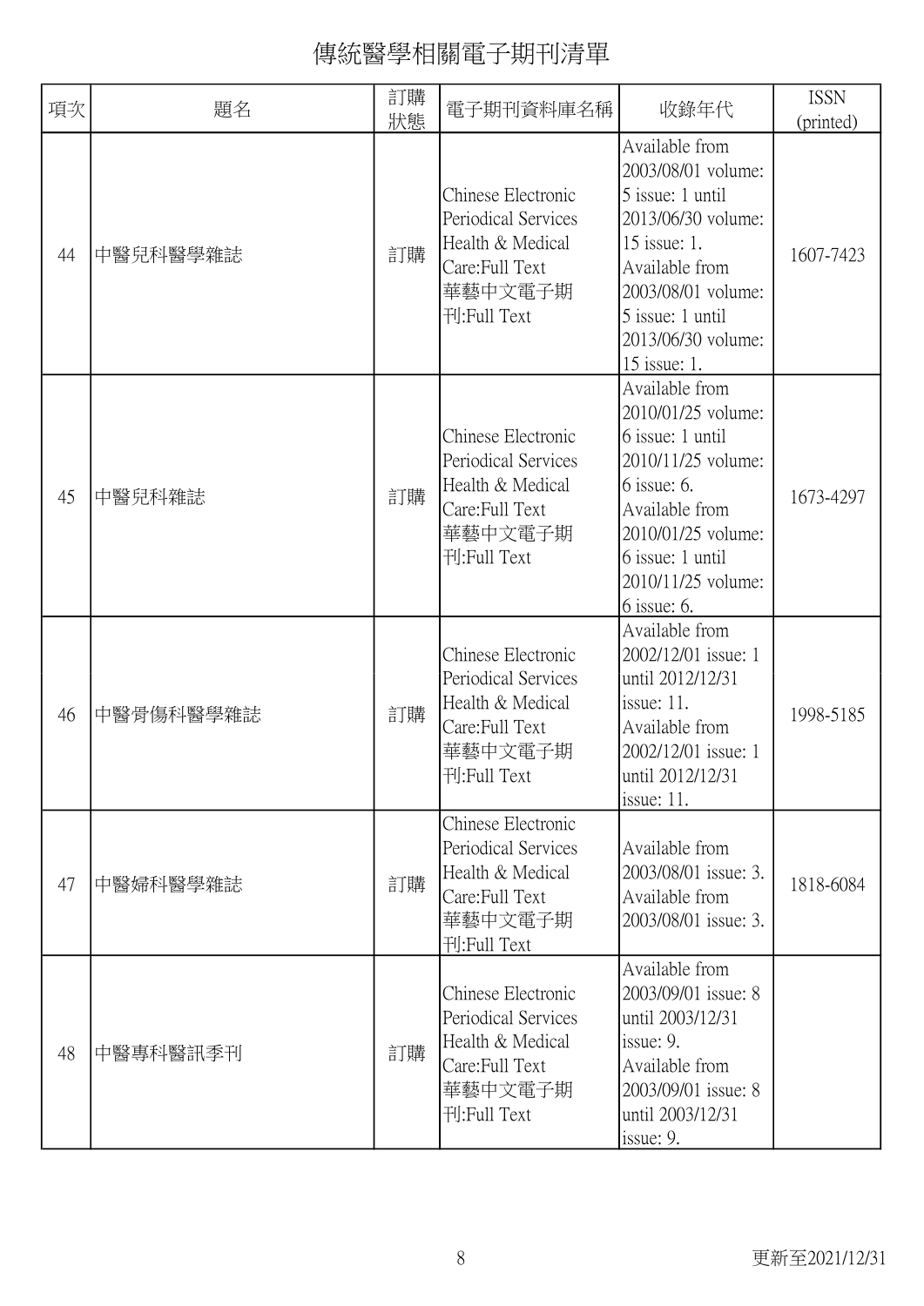# 傳統醫學相關電子期刊清單

| 項次 | 題名 | 訂購狀態 | 電子期刊資料庫名稱 | 收錄年代 | ISSN (printed) |
|---|---|---|---|---|---|
| 44 | 中醫兒科醫學雜誌 | 訂購 | Chinese Electronic Periodical Services Health & Medical Care:Full Text 華藝中文電子期刊:Full Text | Available from 2003/08/01 volume: 5 issue: 1 until 2013/06/30 volume: 15 issue: 1. Available from 2003/08/01 volume: 5 issue: 1 until 2013/06/30 volume: 15 issue: 1. | 1607-7423 |
| 45 | 中醫兒科雜誌 | 訂購 | Chinese Electronic Periodical Services Health & Medical Care:Full Text 華藝中文電子期刊:Full Text | Available from 2010/01/25 volume: 6 issue: 1 until 2010/11/25 volume: 6 issue: 6. Available from 2010/01/25 volume: 6 issue: 1 until 2010/11/25 volume: 6 issue: 6. | 1673-4297 |
| 46 | 中醫骨傷科醫學雜誌 | 訂購 | Chinese Electronic Periodical Services Health & Medical Care:Full Text 華藝中文電子期刊:Full Text | Available from 2002/12/01 issue: 1 until 2012/12/31 issue: 11. Available from 2002/12/01 issue: 1 until 2012/12/31 issue: 11. | 1998-5185 |
| 47 | 中醫婦科醫學雜誌 | 訂購 | Chinese Electronic Periodical Services Health & Medical Care:Full Text 華藝中文電子期刊:Full Text | Available from 2003/08/01 issue: 3. Available from 2003/08/01 issue: 3. | 1818-6084 |
| 48 | 中醫專科醫訊季刊 | 訂購 | Chinese Electronic Periodical Services Health & Medical Care:Full Text 華藝中文電子期刊:Full Text | Available from 2003/09/01 issue: 8 until 2003/12/31 issue: 9. Available from 2003/09/01 issue: 8 until 2003/12/31 issue: 9. | |

更新至2021/12/31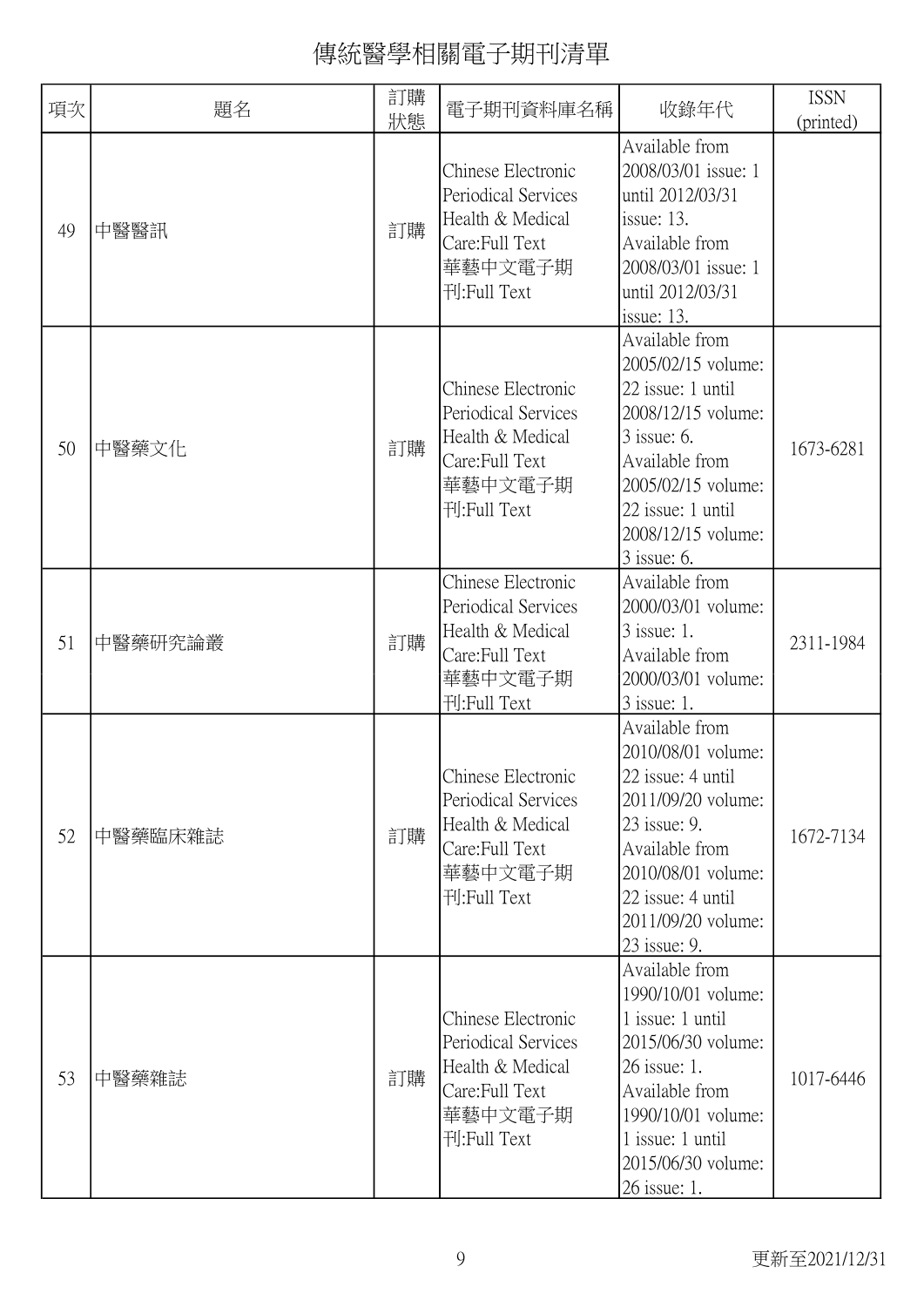# 傳統醫學相關電子期刊清單

| 項次 | 題名 | 訂購狀態 | 電子期刊資料庫名稱 | 收錄年代 | ISSN (printed) |
|---|---|---|---|---|---|
| 49 | 中醫醫訊 | 訂購 | Chinese Electronic Periodical Services Health & Medical Care:Full Text 華藝中文電子期刊:Full Text | Available from 2008/03/01 issue: 1 until 2012/03/31 issue: 13. Available from 2008/03/01 issue: 1 until 2012/03/31 issue: 13. | |
| 50 | 中醫藥文化 | 訂購 | Chinese Electronic Periodical Services Health & Medical Care:Full Text 華藝中文電子期刊:Full Text | Available from 2005/02/15 volume: 22 issue: 1 until 2008/12/15 volume: 3 issue: 6. Available from 2005/02/15 volume: 22 issue: 1 until 2008/12/15 volume: 3 issue: 6. | 1673-6281 |
| 51 | 中醫藥研究論叢 | 訂購 | Chinese Electronic Periodical Services Health & Medical Care:Full Text 華藝中文電子期刊:Full Text | Available from 2000/03/01 volume: 3 issue: 1. Available from 2000/03/01 volume: 3 issue: 1. | 2311-1984 |
| 52 | 中醫藥臨床雜誌 | 訂購 | Chinese Electronic Periodical Services Health & Medical Care:Full Text 華藝中文電子期刊:Full Text | Available from 2010/08/01 volume: 22 issue: 4 until 2011/09/20 volume: 23 issue: 9. Available from 2010/08/01 volume: 22 issue: 4 until 2011/09/20 volume: 23 issue: 9. | 1672-7134 |
| 53 | 中醫藥雜誌 | 訂購 | Chinese Electronic Periodical Services Health & Medical Care:Full Text 華藝中文電子期刊:Full Text | Available from 1990/10/01 volume: 1 issue: 1 until 2015/06/30 volume: 26 issue: 1. Available from 1990/10/01 volume: 1 issue: 1 until 2015/06/30 volume: 26 issue: 1. | 1017-6446 |

更新至2021/12/31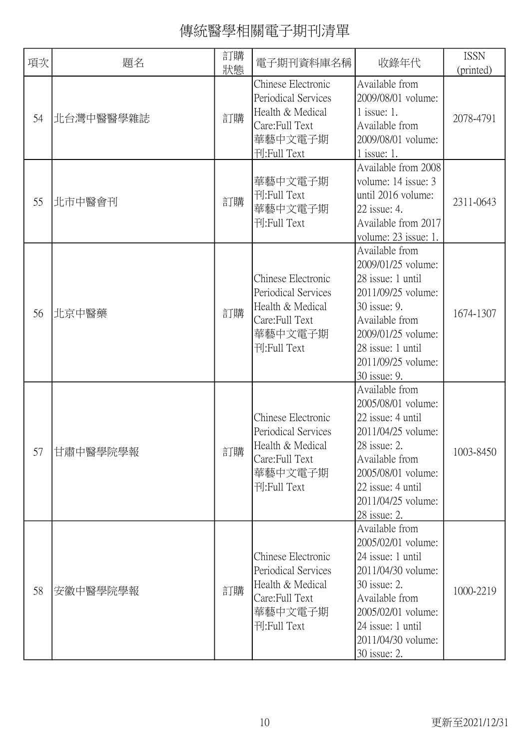# 傳統醫學相關電子期刊清單

| 項次 | 題名 | 訂購狀態 | 電子期刊資料庫名稱 | 收錄年代 | ISSN (printed) |
|---|---|---|---|---|---|
| 54 | 北台灣中醫醫學雜誌 | 訂購 | Chinese Electronic Periodical Services Health & Medical Care:Full Text 華藝中文電子期刊:Full Text | Available from 2009/08/01 volume: 1 issue: 1. Available from 2009/08/01 volume: 1 issue: 1. | 2078-4791 |
| 55 | 北市中醫會刊 | 訂購 | 華藝中文電子期刊:Full Text 華藝中文電子期刊:Full Text | Available from 2008 volume: 14 issue: 3 until 2016 volume: 22 issue: 4. Available from 2017 volume: 23 issue: 1. | 2311-0643 |
| 56 | 北京中醫藥 | 訂購 | Chinese Electronic Periodical Services Health & Medical Care:Full Text 華藝中文電子期刊:Full Text | Available from 2009/01/25 volume: 28 issue: 1 until 2011/09/25 volume: 30 issue: 9. Available from 2009/01/25 volume: 28 issue: 1 until 2011/09/25 volume: 30 issue: 9. | 1674-1307 |
| 57 | 甘肅中醫學院學報 | 訂購 | Chinese Electronic Periodical Services Health & Medical Care:Full Text 華藝中文電子期刊:Full Text | Available from 2005/08/01 volume: 22 issue: 4 until 2011/04/25 volume: 28 issue: 2. Available from 2005/08/01 volume: 22 issue: 4 until 2011/04/25 volume: 28 issue: 2. | 1003-8450 |
| 58 | 安徽中醫學院學報 | 訂購 | Chinese Electronic Periodical Services Health & Medical Care:Full Text 華藝中文電子期刊:Full Text | Available from 2005/02/01 volume: 24 issue: 1 until 2011/04/30 volume: 30 issue: 2. Available from 2005/02/01 volume: 24 issue: 1 until 2011/04/30 volume: 30 issue: 2. | 1000-2219 |

更新至2021/12/31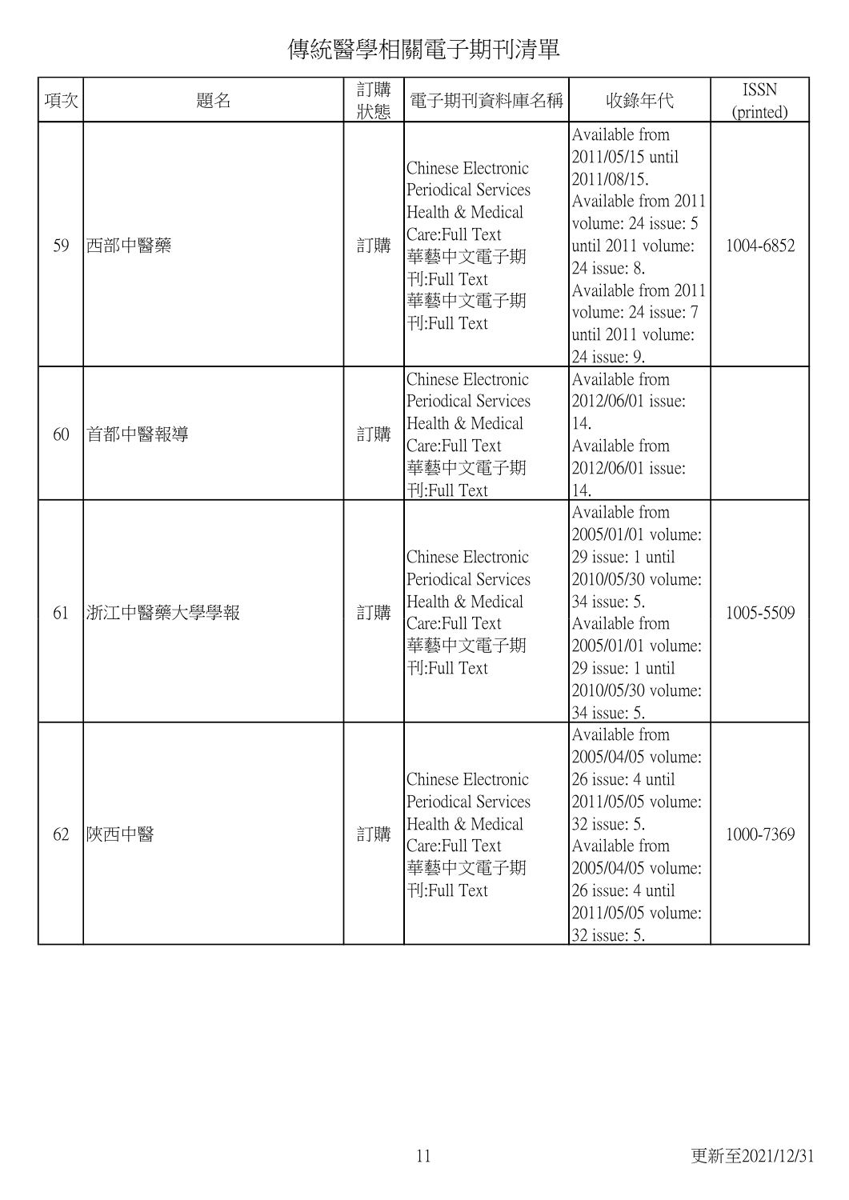# 傳統醫學相關電子期刊清單

| 項次 | 題名 | 訂購狀態 | 電子期刊資料庫名稱 | 收錄年代 | ISSN (printed) |
|---|---|---|---|---|---|
| 59 | 西部中醫藥 | 訂購 | Chinese Electronic Periodical Services Health & Medical Care:Full Text 華藝中文電子期刊:Full Text 華藝中文電子期刊:Full Text | Available from 2011/05/15 until 2011/08/15. Available from 2011 volume: 24 issue: 5 until 2011 volume: 24 issue: 8. Available from 2011 volume: 24 issue: 7 until 2011 volume: 24 issue: 9. | 1004-6852 |
| 60 | 首都中醫報導 | 訂購 | Chinese Electronic Periodical Services Health & Medical Care:Full Text 華藝中文電子期刊:Full Text | Available from 2012/06/01 issue: 14. Available from 2012/06/01 issue: 14. | |
| 61 | 浙江中醫藥大學學報 | 訂購 | Chinese Electronic Periodical Services Health & Medical Care:Full Text 華藝中文電子期刊:Full Text | Available from 2005/01/01 volume: 29 issue: 1 until 2010/05/30 volume: 34 issue: 5. Available from 2005/01/01 volume: 29 issue: 1 until 2010/05/30 volume: 34 issue: 5. | 1005-5509 |
| 62 | 陝西中醫 | 訂購 | Chinese Electronic Periodical Services Health & Medical Care:Full Text 華藝中文電子期刊:Full Text | Available from 2005/04/05 volume: 26 issue: 4 until 2011/05/05 volume: 32 issue: 5. Available from 2005/04/05 volume: 26 issue: 4 until 2011/05/05 volume: 32 issue: 5. | 1000-7369 |

更新至2021/12/31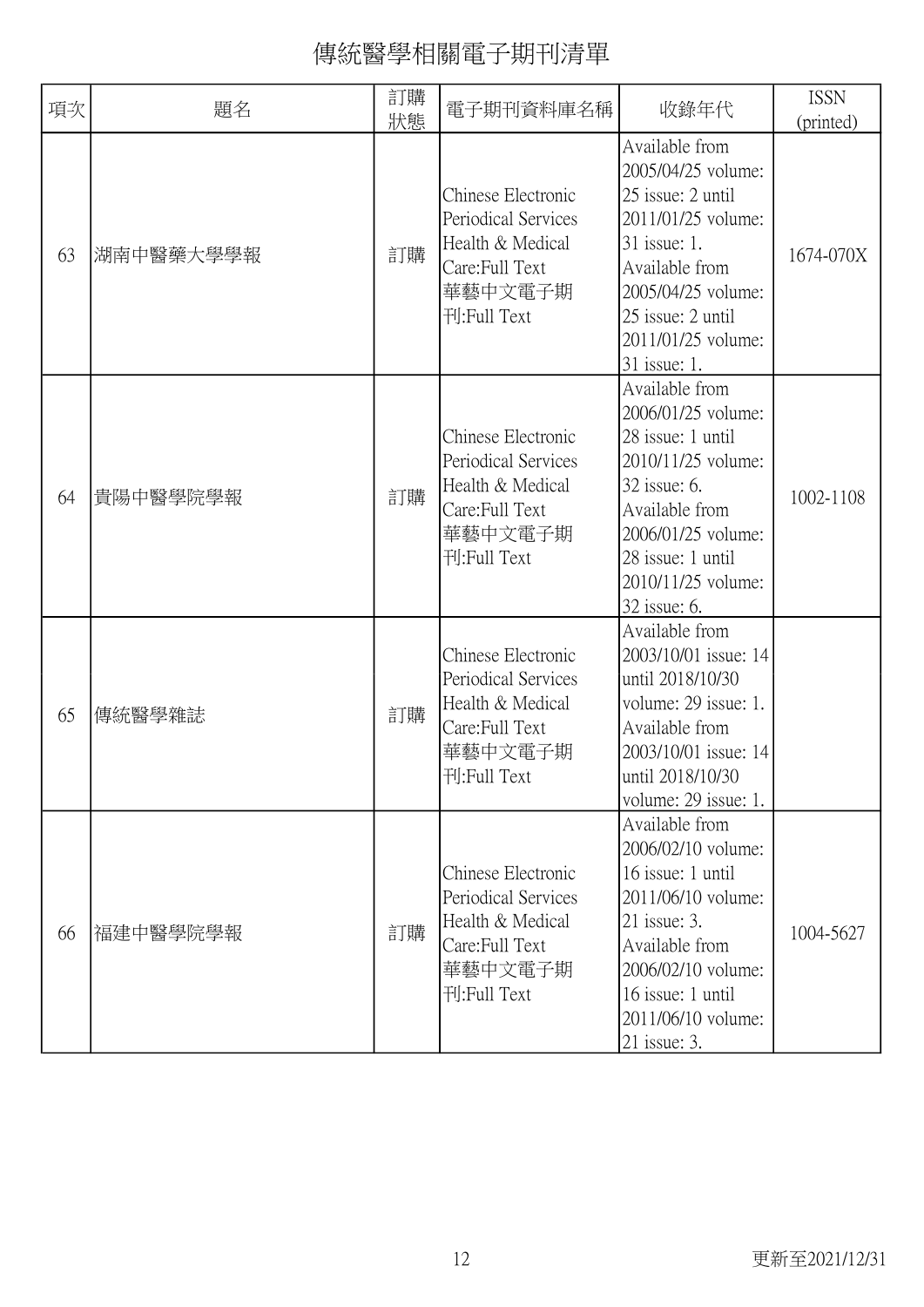# 傳統醫學相關電子期刊清單

| 項次 | 題名 | 訂購狀態 | 電子期刊資料庫名稱 | 收錄年代 | ISSN (printed) |
|---|---|---|---|---|---|
| 63 | 湖南中醫藥大學學報 | 訂購 | Chinese Electronic Periodical Services Health & Medical Care:Full Text 華藝中文電子期刊:Full Text | Available from 2005/04/25 volume: 25 issue: 2 until 2011/01/25 volume: 31 issue: 1. Available from 2005/04/25 volume: 25 issue: 2 until 2011/01/25 volume: 31 issue: 1. | 1674-070X |
| 64 | 貴陽中醫學院學報 | 訂購 | Chinese Electronic Periodical Services Health & Medical Care:Full Text 華藝中文電子期刊:Full Text | Available from 2006/01/25 volume: 28 issue: 1 until 2010/11/25 volume: 32 issue: 6. Available from 2006/01/25 volume: 28 issue: 1 until 2010/11/25 volume: 32 issue: 6. | 1002-1108 |
| 65 | 傳統醫學雜誌 | 訂購 | Chinese Electronic Periodical Services Health & Medical Care:Full Text 華藝中文電子期刊:Full Text | Available from 2003/10/01 issue: 14 until 2018/10/30 volume: 29 issue: 1. Available from 2003/10/01 issue: 14 until 2018/10/30 volume: 29 issue: 1. | |
| 66 | 福建中醫學院學報 | 訂購 | Chinese Electronic Periodical Services Health & Medical Care:Full Text 華藝中文電子期刊:Full Text | Available from 2006/02/10 volume: 16 issue: 1 until 2011/06/10 volume: 21 issue: 3. Available from 2006/02/10 volume: 16 issue: 1 until 2011/06/10 volume: 21 issue: 3. | 1004-5627 |

更新至2021/12/31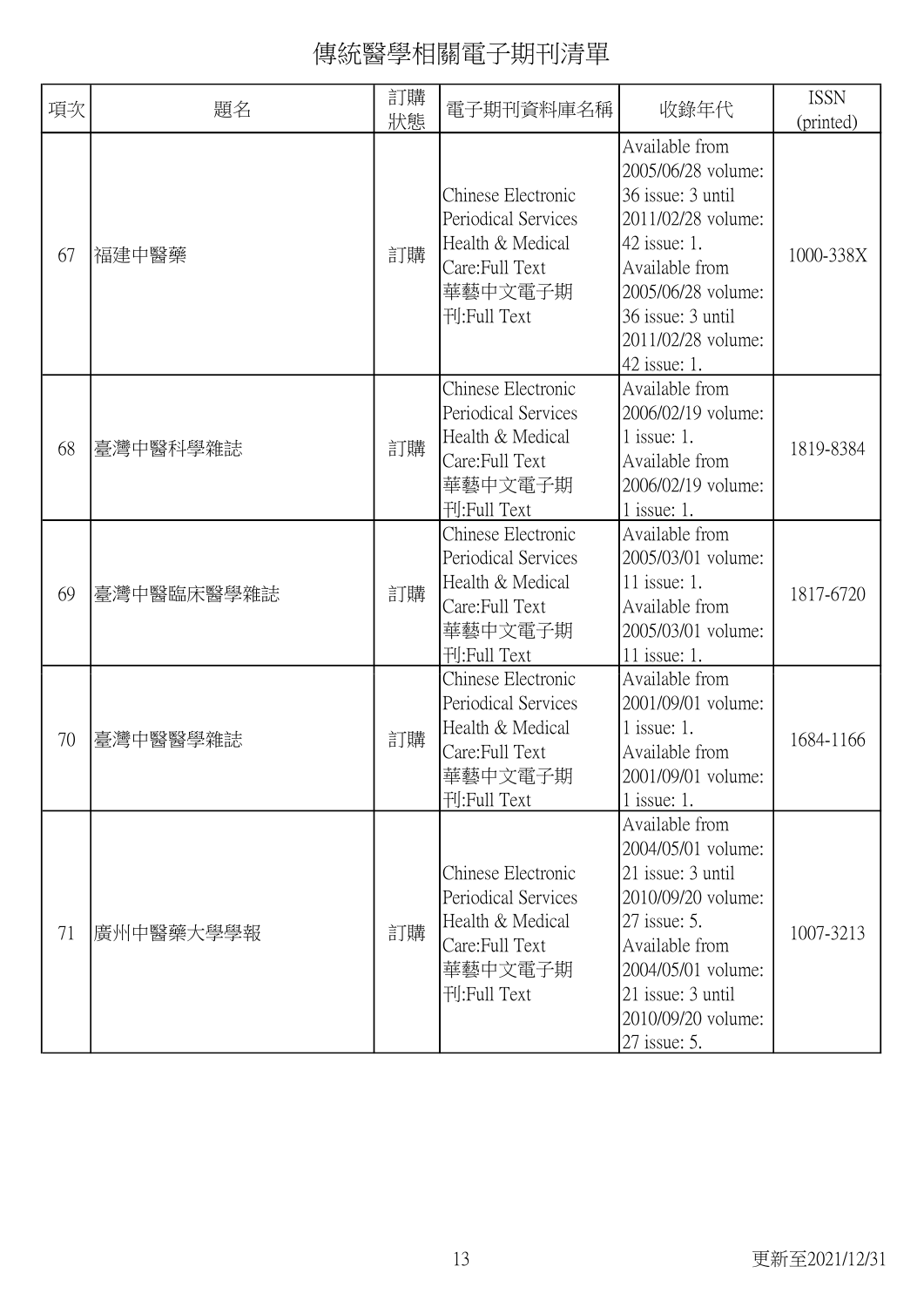# 傳統醫學相關電子期刊清單

| 項次 | 題名 | 訂購狀態 | 電子期刊資料庫名稱 | 收錄年代 | ISSN (printed) |
|---|---|---|---|---|---|
| 67 | 福建中醫藥 | 訂購 | Chinese Electronic Periodical Services Health & Medical Care:Full Text 華藝中文電子期刊:Full Text | Available from 2005/06/28 volume: 36 issue: 3 until 2011/02/28 volume: 42 issue: 1. Available from 2005/06/28 volume: 36 issue: 3 until 2011/02/28 volume: 42 issue: 1. | 1000-338X |
| 68 | 臺灣中醫科學雜誌 | 訂購 | Chinese Electronic Periodical Services Health & Medical Care:Full Text 華藝中文電子期刊:Full Text | Available from 2006/02/19 volume: 1 issue: 1. Available from 2006/02/19 volume: 1 issue: 1. | 1819-8384 |
| 69 | 臺灣中醫臨床醫學雜誌 | 訂購 | Chinese Electronic Periodical Services Health & Medical Care:Full Text 華藝中文電子期刊:Full Text | Available from 2005/03/01 volume: 11 issue: 1. Available from 2005/03/01 volume: 11 issue: 1. | 1817-6720 |
| 70 | 臺灣中醫醫學雜誌 | 訂購 | Chinese Electronic Periodical Services Health & Medical Care:Full Text 華藝中文電子期刊:Full Text | Available from 2001/09/01 volume: 1 issue: 1. Available from 2001/09/01 volume: 1 issue: 1. | 1684-1166 |
| 71 | 廣州中醫藥大學學報 | 訂購 | Chinese Electronic Periodical Services Health & Medical Care:Full Text 華藝中文電子期刊:Full Text | Available from 2004/05/01 volume: 21 issue: 3 until 2010/09/20 volume: 27 issue: 5. Available from 2004/05/01 volume: 21 issue: 3 until 2010/09/20 volume: 27 issue: 5. | 1007-3213 |

更新至2021/12/31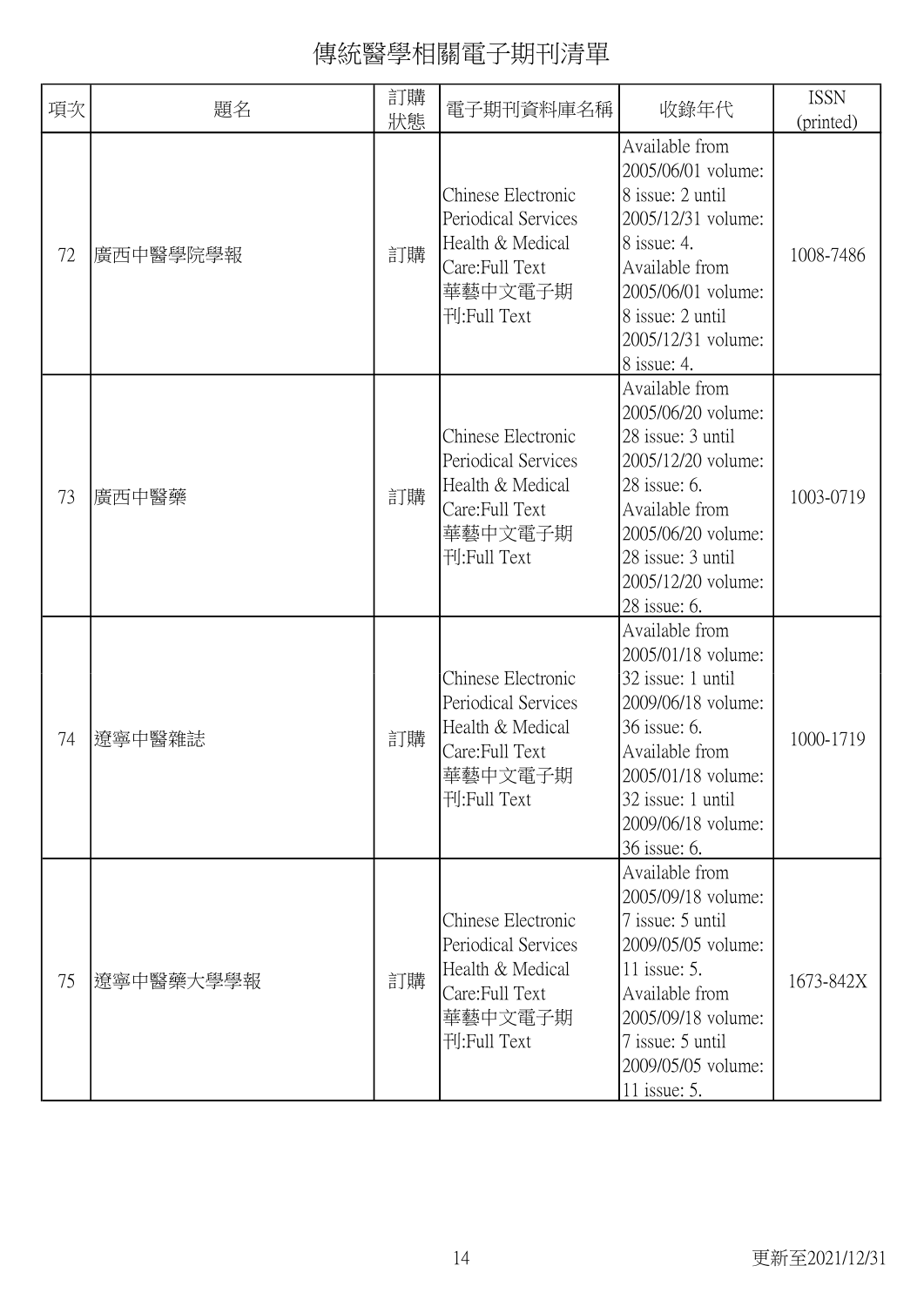# 傳統醫學相關電子期刊清單

| 項次 | 題名 | 訂購狀態 | 電子期刊資料庫名稱 | 收錄年代 | ISSN (printed) |
|---|---|---|---|---|---|
| 72 | 廣西中醫學院學報 | 訂購 | Chinese Electronic Periodical Services Health & Medical Care:Full Text 華藝中文電子期刊:Full Text | Available from 2005/06/01 volume: 8 issue: 2 until 2005/12/31 volume: 8 issue: 4. Available from 2005/06/01 volume: 8 issue: 2 until 2005/12/31 volume: 8 issue: 4. | 1008-7486 |
| 73 | 廣西中醫藥 | 訂購 | Chinese Electronic Periodical Services Health & Medical Care:Full Text 華藝中文電子期刊:Full Text | Available from 2005/06/20 volume: 28 issue: 3 until 2005/12/20 volume: 28 issue: 6. Available from 2005/06/20 volume: 28 issue: 3 until 2005/12/20 volume: 28 issue: 6. | 1003-0719 |
| 74 | 遼寧中醫雜誌 | 訂購 | Chinese Electronic Periodical Services Health & Medical Care:Full Text 華藝中文電子期刊:Full Text | Available from 2005/01/18 volume: 32 issue: 1 until 2009/06/18 volume: 36 issue: 6. Available from 2005/01/18 volume: 32 issue: 1 until 2009/06/18 volume: 36 issue: 6. | 1000-1719 |
| 75 | 遼寧中醫藥大學學報 | 訂購 | Chinese Electronic Periodical Services Health & Medical Care:Full Text 華藝中文電子期刊:Full Text | Available from 2005/09/18 volume: 7 issue: 5 until 2009/05/05 volume: 11 issue: 5. Available from 2005/09/18 volume: 7 issue: 5 until 2009/05/05 volume: 11 issue: 5. | 1673-842X |

更新至2021/12/31